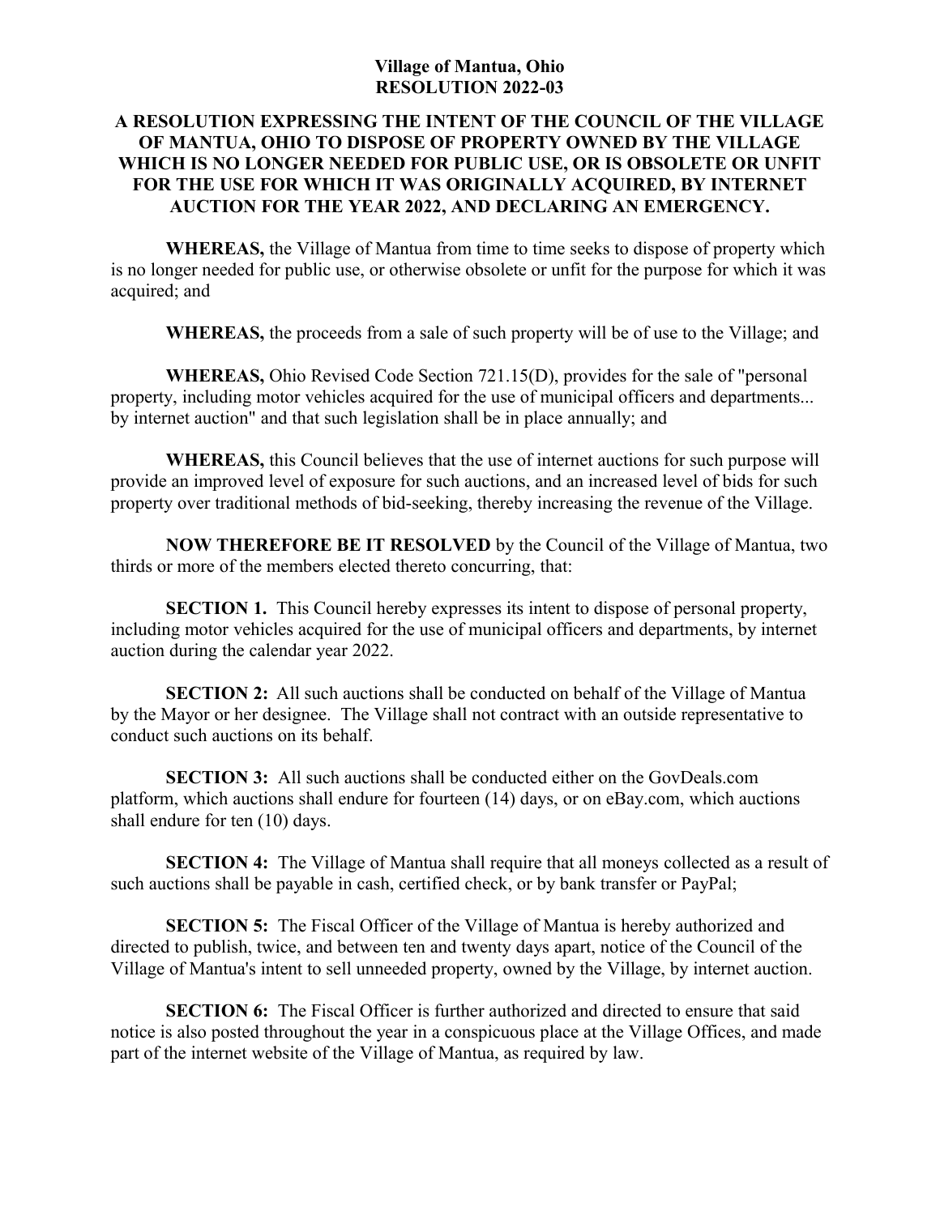# Village of Mantua, Ohio
# RESOLUTION 2022-03

## A RESOLUTION EXPRESSING THE INTENT OF THE COUNCIL OF THE VILLAGE OF MANTUA, OHIO TO DISPOSE OF PROPERTY OWNED BY THE VILLAGE WHICH IS NO LONGER NEEDED FOR PUBLIC USE, OR IS OBSOLETE OR UNFIT FOR THE USE FOR WHICH IT WAS ORIGINALLY ACQUIRED, BY INTERNET AUCTION FOR THE YEAR 2022, AND DECLARING AN EMERGENCY.

**WHEREAS,** the Village of Mantua from time to time seeks to dispose of property which is no longer needed for public use, or otherwise obsolete or unfit for the purpose for which it was acquired; and

**WHEREAS,** the proceeds from a sale of such property will be of use to the Village; and

**WHEREAS,** Ohio Revised Code Section 721.15(D), provides for the sale of "personal property, including motor vehicles acquired for the use of municipal officers and departments... by internet auction" and that such legislation shall be in place annually; and

**WHEREAS,** this Council believes that the use of internet auctions for such purpose will provide an improved level of exposure for such auctions, and an increased level of bids for such property over traditional methods of bid-seeking, thereby increasing the revenue of the Village.

**NOW THEREFORE BE IT RESOLVED** by the Council of the Village of Mantua, two thirds or more of the members elected thereto concurring, that:

**SECTION 1.** This Council hereby expresses its intent to dispose of personal property, including motor vehicles acquired for the use of municipal officers and departments, by internet auction during the calendar year 2022.

**SECTION 2:** All such auctions shall be conducted on behalf of the Village of Mantua by the Mayor or her designee. The Village shall not contract with an outside representative to conduct such auctions on its behalf.

**SECTION 3:** All such auctions shall be conducted either on the GovDeals.com platform, which auctions shall endure for fourteen (14) days, or on eBay.com, which auctions shall endure for ten (10) days.

**SECTION 4:** The Village of Mantua shall require that all moneys collected as a result of such auctions shall be payable in cash, certified check, or by bank transfer or PayPal;

**SECTION 5:** The Fiscal Officer of the Village of Mantua is hereby authorized and directed to publish, twice, and between ten and twenty days apart, notice of the Council of the Village of Mantua's intent to sell unneeded property, owned by the Village, by internet auction.

**SECTION 6:** The Fiscal Officer is further authorized and directed to ensure that said notice is also posted throughout the year in a conspicuous place at the Village Offices, and made part of the internet website of the Village of Mantua, as required by law.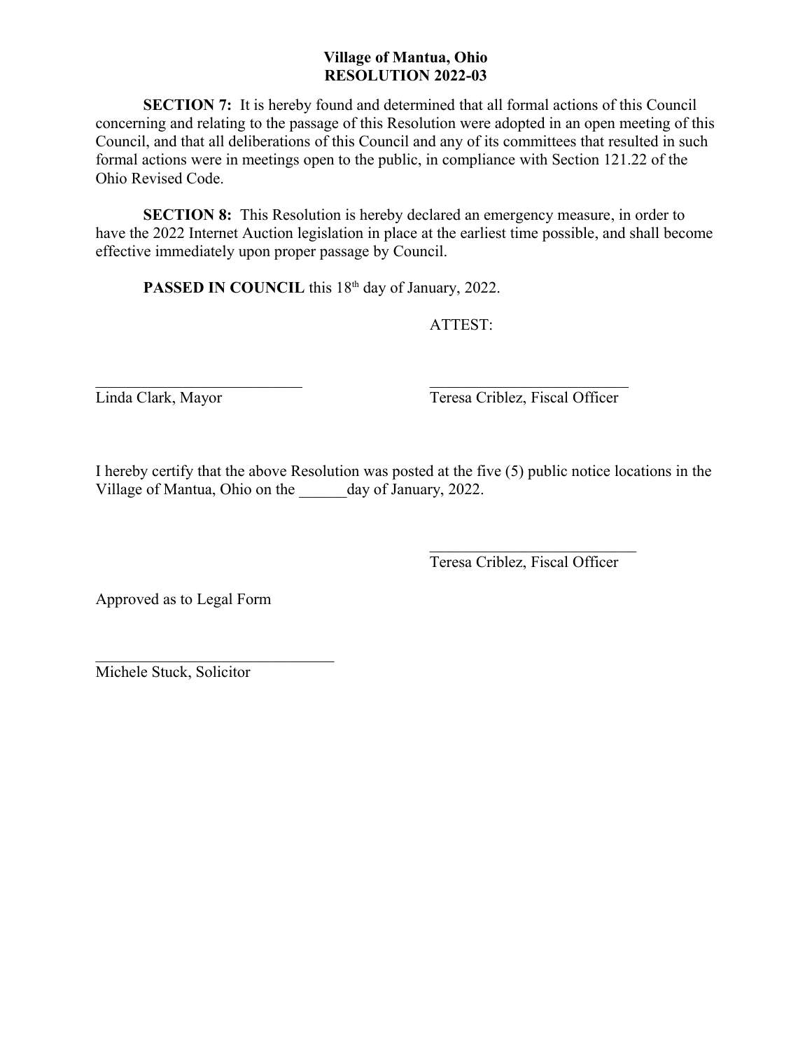**Village of Mantua, Ohio**
**RESOLUTION 2022-03**

**SECTION 7:** It is hereby found and determined that all formal actions of this Council concerning and relating to the passage of this Resolution were adopted in an open meeting of this Council, and that all deliberations of this Council and any of its committees that resulted in such formal actions were in meetings open to the public, in compliance with Section 121.22 of the Ohio Revised Code.

**SECTION 8:** This Resolution is hereby declared an emergency measure, in order to have the 2022 Internet Auction legislation in place at the earliest time possible, and shall become effective immediately upon proper passage by Council.

**PASSED IN COUNCIL** this 18th day of January, 2022.

ATTEST:

____________________________ ____________________________
Linda Clark, Mayor Teresa Criblez, Fiscal Officer

I hereby certify that the above Resolution was posted at the five (5) public notice locations in the Village of Mantua, Ohio on the ______day of January, 2022.

____________________________
Teresa Criblez, Fiscal Officer

Approved as to Legal Form

________________________________
Michele Stuck, Solicitor